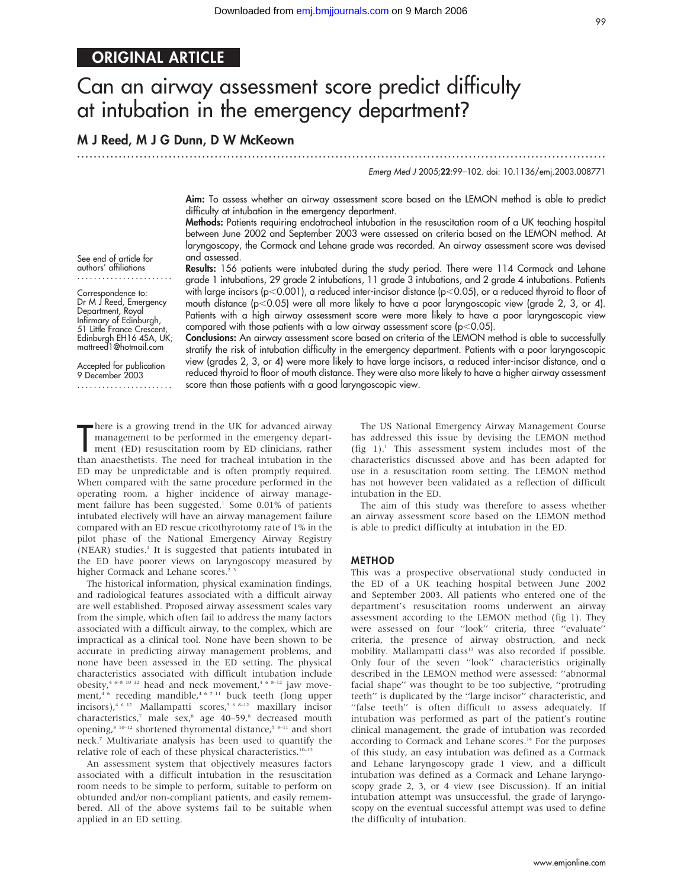ORIGINAL ARTICLE

# Can an airway assessment score predict difficulty at intubation in the emergency department?

**M J Reed, M J G Dunn, D W McKeown**

See end of article for authors' affiliations

Correspondence to: Dr M J Reed, Emergency Department, Royal Infirmary of Edinburgh, 51 Little France Crescent, Edinburgh EH16 4SA, UK; mattreed1@hotmail.com

Accepted for publication 9 December 2003

**Aim:** To assess whether an airway assessment score based on the LEMON method is able to predict difficulty at intubation in the emergency department.

**Methods:** Patients requiring endotracheal intubation in the resuscitation room of a UK teaching hospital between June 2002 and September 2003 were assessed on criteria based on the LEMON method. At laryngoscopy, the Cormack and Lehane grade was recorded. An airway assessment score was devised and assessed.

**Results:** 156 patients were intubated during the study period. There were 114 Cormack and Lehane grade 1 intubations, 29 grade 2 intubations, 11 grade 3 intubations, and 2 grade 4 intubations. Patients with large incisors ($p<0.001$), a reduced inter-incisor distance ($p<0.05$), or a reduced thyroid to floor of mouth distance ($p<0.05$) were all more likely to have a poor laryngoscopic view (grade 2, 3, or 4). Patients with a high airway assessment score were more likely to have a poor laryngoscopic view compared with those patients with a low airway assessment score ($p<0.05$).

**Conclusions:** An airway assessment score based on criteria of the LEMON method is able to successfully stratify the risk of intubation difficulty in the emergency department. Patients with a poor laryngoscopic view (grades 2, 3, or 4) were more likely to have large incisors, a reduced inter-incisor distance, and a reduced thyroid to floor of mouth distance. They were also more likely to have a higher airway assessment score than those patients with a good laryngoscopic view.

There is a growing trend in the UK for advanced airway management to be performed in the emergency department (ED) resuscitation room by ED clinicians, rather than anaesthetists. The need for tracheal intubation in the ED may be unpredictable and is often promptly required. When compared with the same procedure performed in the operating room, a higher incidence of airway management failure has been suggested.[1] Some 0.01% of patients intubated electively will have an airway management failure compared with an ED rescue cricothyrotomy rate of 1% in the pilot phase of the National Emergency Airway Registry (NEAR) studies.[1] It is suggested that patients intubated in the ED have poorer views on laryngoscopy measured by higher Cormack and Lehane scores.[2,3]

The historical information, physical examination findings, and radiological features associated with a difficult airway are well established. Proposed airway assessment scales vary from the simple, which often fail to address the many factors associated with a difficult airway, to the complex, which are impractical as a clinical tool. None have been shown to be accurate in predicting airway management problems, and none have been assessed in the ED setting. The physical characteristics associated with difficult intubation include obesity,[4,6–8,10,12] head and neck movement,[4,6,8–12] jaw movement,[4,6] receding mandible,[4,6,7,11] buck teeth (long upper incisors),[4,6,12] Mallampatti scores,[5,6,8–12] maxillary incisor characteristics,[7] male sex,[8] age 40–59,[8] decreased mouth opening,[8,10–12] shortened thyromental distance,[5,8–11] and short neck.[7] Multivariate analysis has been used to quantify the relative role of each of these physical characteristics.[10–12]

An assessment system that objectively measures factors associated with a difficult intubation in the resuscitation room needs to be simple to perform, suitable to perform on obtunded and/or non-compliant patients, and easily remembered. All of the above systems fail to be suitable when applied in an ED setting.

The US National Emergency Airway Management Course has addressed this issue by devising the LEMON method (fig 1).[1] This assessment system includes most of the characteristics discussed above and has been adapted for use in a resuscitation room setting. The LEMON method has not however been validated as a reflection of difficult intubation in the ED.

The aim of this study was therefore to assess whether an airway assessment score based on the LEMON method is able to predict difficulty at intubation in the ED.

## METHOD

This was a prospective observational study conducted in the ED of a UK teaching hospital between June 2002 and September 2003. All patients who entered one of the department's resuscitation rooms underwent an airway assessment according to the LEMON method (fig 1). They were assessed on four "look" criteria, three "evaluate" criteria, the presence of airway obstruction, and neck mobility. Mallampatti class[13] was also recorded if possible. Only four of the seven "look" characteristics originally described in the LEMON method were assessed: "abnormal facial shape" was thought to be too subjective, "protruding teeth" is duplicated by the "large incisor" characteristic, and "false teeth" is often difficult to assess adequately. If intubation was performed as part of the patient's routine clinical management, the grade of intubation was recorded according to Cormack and Lehane scores.[14] For the purposes of this study, an easy intubation was defined as a Cormack and Lehane laryngoscopy grade 1 view, and a difficult intubation was defined as a Cormack and Lehane laryngoscopy grade 2, 3, or 4 view (see Discussion). If an initial intubation attempt was unsuccessful, the grade of laryngoscopy on the eventual successful attempt was used to define the difficulty of intubation.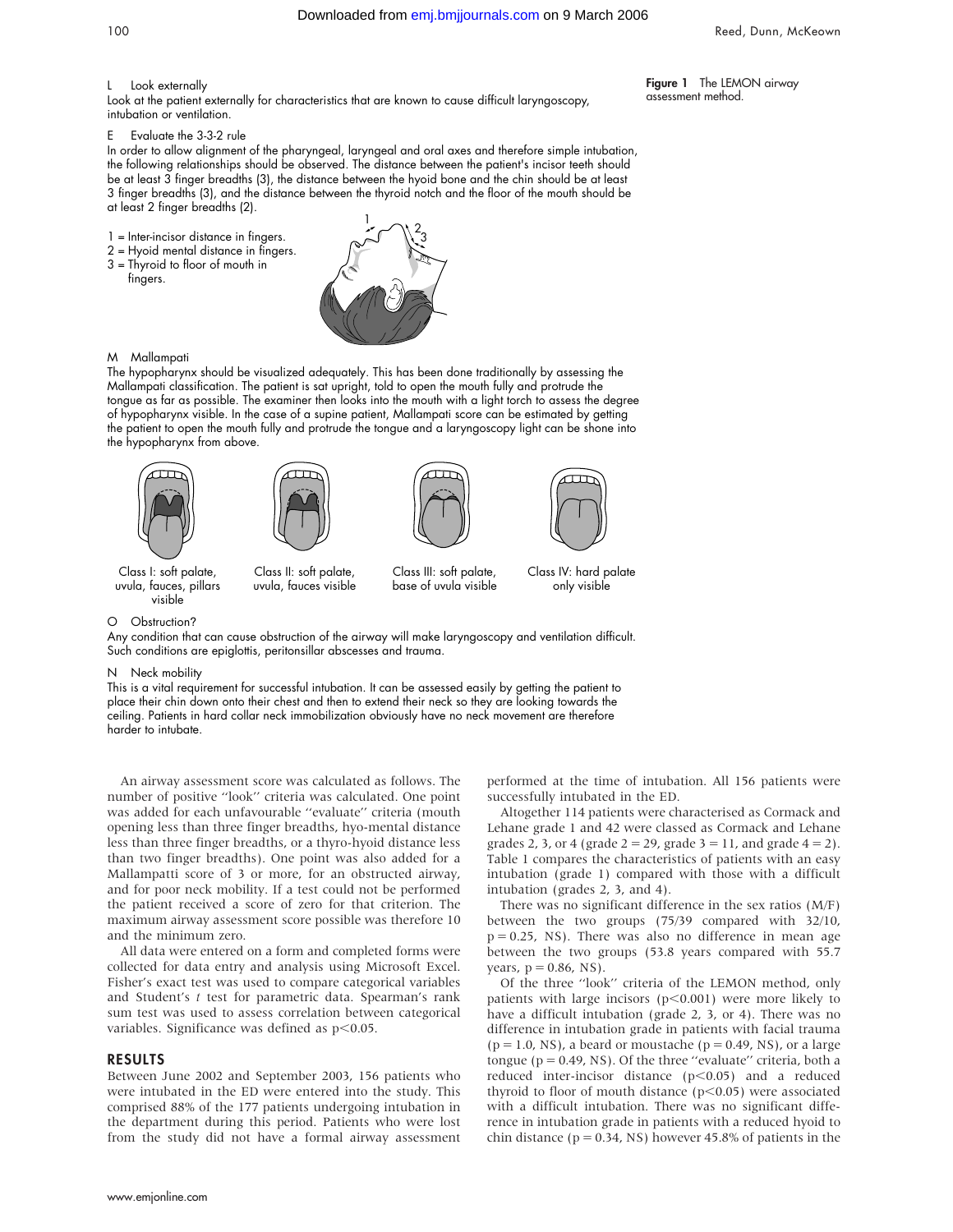L Look externally

Look at the patient externally for characteristics that are known to cause difficult laryngoscopy, intubation or ventilation.

E Evaluate the 3-3-2 rule

In order to allow alignment of the pharyngeal, laryngeal and oral axes and therefore simple intubation, the following relationships should be observed. The distance between the patient's incisor teeth should be at least 3 finger breadths (3), the distance between the hyoid bone and the chin should be at least 3 finger breadths (3), and the distance between the thyroid notch and the floor of the mouth should be at least 2 finger breadths (2).

1 = Inter-incisor distance in fingers.
2 = Hyoid mental distance in fingers.
3 = Thyroid to floor of mouth in fingers.

1
2
3

M Mallampati

The hypopharynx should be visualized adequately. This has been done traditionally by assessing the Mallampati classification. The patient is sat upright, told to open the mouth fully and protrude the tongue as far as possible. The examiner then looks into the mouth with a light torch to assess the degree of hypopharynx visible. In the case of a supine patient, Mallampati score can be estimated by getting the patient to open the mouth fully and protrude the tongue and a laryngoscopy light can be shone into the hypopharynx from above.

Class I: soft palate, uvula, fauces, pillars visible

Class II: soft palate, uvula, fauces visible

Class III: soft palate, base of uvula visible

Class IV: hard palate only visible

O Obstruction?

Any condition that can cause obstruction of the airway will make laryngoscopy and ventilation difficult. Such conditions are epiglottis, peritonsillar abscesses and trauma.

N Neck mobility

This is a vital requirement for successful intubation. It can be assessed easily by getting the patient to place their chin down onto their chest and then to extend their neck so they are looking towards the ceiling. Patients in hard collar neck immobilization obviously have no neck movement are therefore harder to intubate.

**Figure 1** The LEMON airway assessment method.

An airway assessment score was calculated as follows. The number of positive "look" criteria was calculated. One point was added for each unfavourable "evaluate" criteria (mouth opening less than three finger breadths, hyo-mental distance less than three finger breadths, or a thyro-hyoid distance less than two finger breadths). One point was also added for a Mallampatti score of 3 or more, for an obstructed airway, and for poor neck mobility. If a test could not be performed the patient received a score of zero for that criterion. The maximum airway assessment score possible was therefore 10 and the minimum zero.

All data were entered on a form and completed forms were collected for data entry and analysis using Microsoft Excel. Fisher's exact test was used to compare categorical variables and Student's *t* test for parametric data. Spearman's rank sum test was used to assess correlation between categorical variables. Significance was defined as $p<0.05$.

## RESULTS

Between June 2002 and September 2003, 156 patients who were intubated in the ED were entered into the study. This comprised 88% of the 177 patients undergoing intubation in the department during this period. Patients who were lost from the study did not have a formal airway assessment performed at the time of intubation. All 156 patients were successfully intubated in the ED.

Altogether 114 patients were characterised as Cormack and Lehane grade 1 and 42 were classed as Cormack and Lehane grades 2, 3, or 4 (grade 2 = 29, grade 3 = 11, and grade 4 = 2). Table 1 compares the characteristics of patients with an easy intubation (grade 1) compared with those with a difficult intubation (grades 2, 3, and 4).

There was no significant difference in the sex ratios (M/F) between the two groups (75/39 compared with 32/10, $p = 0.25$, NS). There was also no difference in mean age between the two groups (53.8 years compared with 55.7 years, $p = 0.86$, NS).

Of the three "look" criteria of the LEMON method, only patients with large incisors ($p<0.001$) were more likely to have a difficult intubation (grade 2, 3, or 4). There was no difference in intubation grade in patients with facial trauma ($p = 1.0$, NS), a beard or moustache ($p = 0.49$, NS), or a large tongue ($p = 0.49$, NS). Of the three "evaluate" criteria, both a reduced inter-incisor distance ($p<0.05$) and a reduced thyroid to floor of mouth distance ($p<0.05$) were associated with a difficult intubation. There was no significant difference in intubation grade in patients with a reduced hyoid to chin distance ($p = 0.34$, NS) however 45.8% of patients in the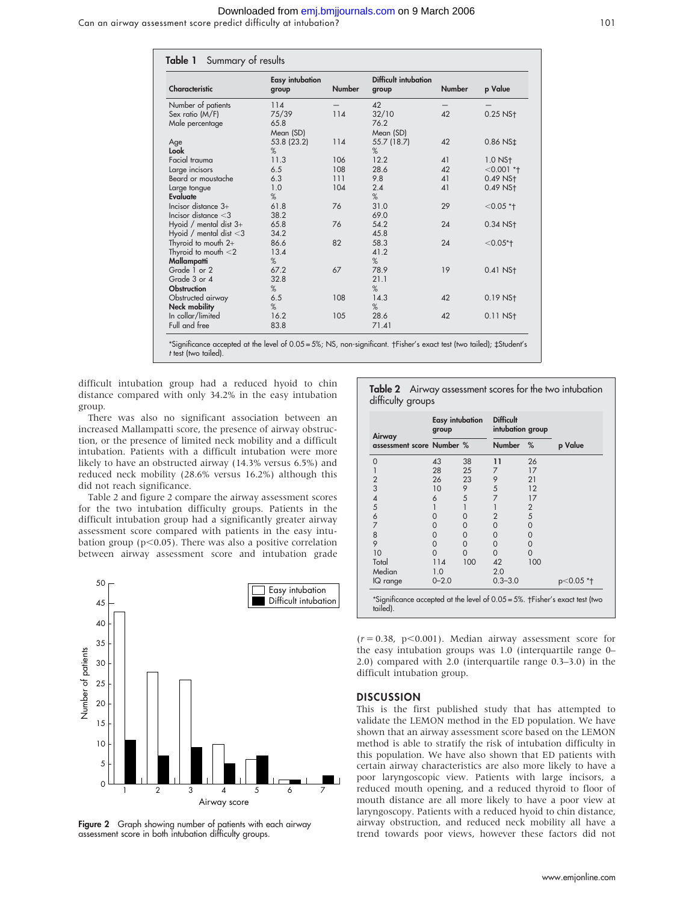**Table 1** Summary of results

| Characteristic | Easy intubation group | Number | Difficult intubation group | Number | p Value |
|---|---|---|---|---|---|
| Number of patients | 114 | – | 42 | – | – |
| Sex ratio (M/F) | 75/39 | 114 | 32/10 | 42 | 0.25 NS† |
| Male percentage | 65.8 | | 76.2 | | |
| | Mean (SD) | | Mean (SD) | | |
| Age | 53.8 (23.2) | 114 | 55.7 (18.7) | 42 | 0.86 NS‡ |
| **Look** | % | | % | | |
| Facial trauma | 11.3 | 106 | 12.2 | 41 | 1.0 NS† |
| Large incisors | 6.5 | 108 | 28.6 | 42 | <0.001 *† |
| Beard or moustache | 6.3 | 111 | 9.8 | 41 | 0.49 NS† |
| Large tongue | 1.0 | 104 | 2.4 | 41 | 0.49 NS† |
| **Evaluate** | % | | % | | |
| Incisor distance 3+ | 61.8 | 76 | 31.0 | 29 | <0.05 *† |
| Incisor distance <3 | 38.2 | | 69.0 | | |
| Hyoid / mental dist 3+ | 65.8 | 76 | 54.2 | 24 | 0.34 NS† |
| Hyoid / mental dist <3 | 34.2 | | 45.8 | | |
| Thyroid to mouth 2+ | 86.6 | 82 | 58.3 | 24 | <0.05*† |
| Thyroid to mouth <2 | 13.4 | | 41.2 | | |
| **Mallampatti** | % | | % | | |
| Grade 1 or 2 | 67.2 | 67 | 78.9 | 19 | 0.41 NS† |
| Grade 3 or 4 | 32.8 | | 21.1 | | |
| **Obstruction** | % | | % | | |
| Obstructed airway | 6.5 | 108 | 14.3 | 42 | 0.19 NS† |
| **Neck mobility** | % | | % | | |
| In collar/limited | 16.2 | 105 | 28.6 | 42 | 0.11 NS† |
| Full and free | 83.8 | | 71.41 | | |

*Significance accepted at the level of 0.05 = 5%; NS, non-significant. †Fisher's exact test (two tailed); ‡Student's *t* test (two tailed).

difficult intubation group had a reduced hyoid to chin distance compared with only 34.2% in the easy intubation group.

There was also no significant association between an increased Mallampatti score, the presence of airway obstruction, or the presence of limited neck mobility and a difficult intubation. Patients with a difficult intubation were more likely to have an obstructed airway (14.3% versus 6.5%) and reduced neck mobility (28.6% versus 16.2%) although this did not reach significance.

Table 2 and figure 2 compare the airway assessment scores for the two intubation difficulty groups. Patients in the difficult intubation group had a significantly greater airway assessment score compared with patients in the easy intubation group ($p<0.05$). There was also a positive correlation between airway assessment score and intubation grade ($r = 0.38$, $p<0.001$). Median airway assessment score for the easy intubation groups was 1.0 (interquartile range 0–2.0) compared with 2.0 (interquartile range 0.3–3.0) in the difficult intubation group.

**Table 2** Airway assessment scores for the two intubation difficulty groups

| Airway assessment score | Easy intubation group Number | % | Difficult intubation group Number | % | p Value |
|---|---|---|---|---|---|
| 0 | 43 | 38 | 11 | 26 | |
| 1 | 28 | 25 | 7 | 17 | |
| 2 | 26 | 23 | 9 | 21 | |
| 3 | 10 | 9 | 5 | 12 | |
| 4 | 6 | 5 | 7 | 17 | |
| 5 | 1 | 1 | 1 | 2 | |
| 6 | 0 | 0 | 2 | 5 | |
| 7 | 0 | 0 | 0 | 0 | |
| 8 | 0 | 0 | 0 | 0 | |
| 9 | 0 | 0 | 0 | 0 | |
| 10 | 0 | 0 | 0 | 0 | |
| Total | 114 | 100 | 42 | 100 | |
| Median | 1.0 | | 2.0 | | |
| IQ range | 0–2.0 | | 0.3–3.0 | | p<0.05 *† |

*Significance accepted at the level of 0.05 = 5%. †Fisher's exact test (two tailed).

**Figure 2** Graph showing number of patients with each airway assessment score in both intubation difficulty groups.

## DISCUSSION

This is the first published study that has attempted to validate the LEMON method in the ED population. We have shown that an airway assessment score based on the LEMON method is able to stratify the risk of intubation difficulty in this population. We have also shown that ED patients with certain airway characteristics are also more likely to have a poor laryngoscopic view. Patients with large incisors, a reduced mouth opening, and a reduced thyroid to floor of mouth distance are all more likely to have a poor view at laryngoscopy. Patients with a reduced hyoid to chin distance, airway obstruction, and reduced neck mobility all have a trend towards poor views, however these factors did not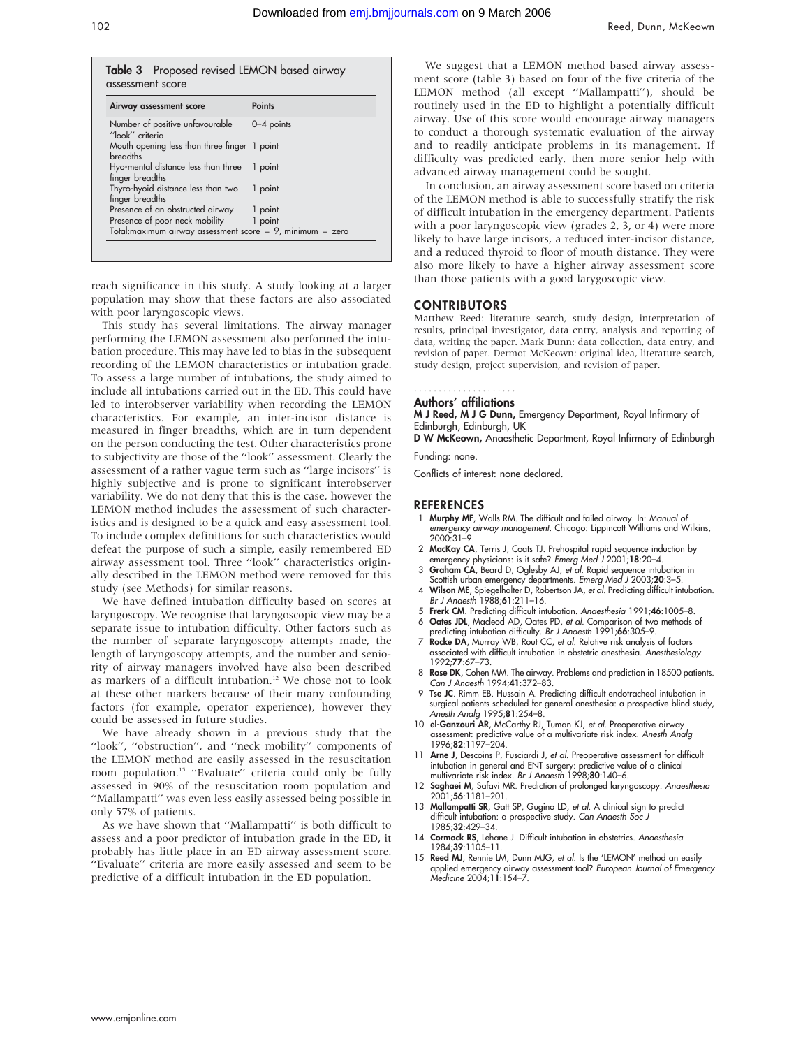**Table 3** Proposed revised LEMON based airway assessment score

| Airway assessment score | Points |
|---|---|
| Number of positive unfavourable "look" criteria | 0–4 points |
| Mouth opening less than three finger breadths | 1 point |
| Hyo-mental distance less than three finger breadths | 1 point |
| Thyro-hyoid distance less than two finger breadths | 1 point |
| Presence of an obstructed airway | 1 point |
| Presence of poor neck mobility | 1 point |
| Total:maximum airway assessment score = 9, minimum = zero | |

reach significance in this study. A study looking at a larger population may show that these factors are also associated with poor laryngoscopic views.

This study has several limitations. The airway manager performing the LEMON assessment also performed the intubation procedure. This may have led to bias in the subsequent recording of the LEMON characteristics or intubation grade. To assess a large number of intubations, the study aimed to include all intubations carried out in the ED. This could have led to interobserver variability when recording the LEMON characteristics. For example, an inter-incisor distance is measured in finger breadths, which are in turn dependent on the person conducting the test. Other characteristics prone to subjectivity are those of the "look" assessment. Clearly the assessment of a rather vague term such as "large incisors" is highly subjective and is prone to significant interobserver variability. We do not deny that this is the case, however the LEMON method includes the assessment of such characteristics and is designed to be a quick and easy assessment tool. To include complex definitions for such characteristics would defeat the purpose of such a simple, easily remembered ED airway assessment tool. Three "look" characteristics originally described in the LEMON method were removed for this study (see Methods) for similar reasons.

We have defined intubation difficulty based on scores at laryngoscopy. We recognise that laryngoscopic view may be a separate issue to intubation difficulty. Other factors such as the number of separate laryngoscopy attempts made, the length of laryngoscopy attempts, and the number and seniority of airway managers involved have also been described as markers of a difficult intubation.[12] We chose not to look at these other markers because of their many confounding factors (for example, operator experience), however they could be assessed in future studies.

We have already shown in a previous study that the "look", "obstruction", and "neck mobility" components of the LEMON method are easily assessed in the resuscitation room population.[15] "Evaluate" criteria could only be fully assessed in 90% of the resuscitation room population and "Mallampatti" was even less easily assessed being possible in only 57% of patients.

As we have shown that "Mallampatti" is both difficult to assess and a poor predictor of intubation grade in the ED, it probably has little place in an ED airway assessment score. "Evaluate" criteria are more easily assessed and seem to be predictive of a difficult intubation in the ED population.

We suggest that a LEMON method based airway assessment score (table 3) based on four of the five criteria of the LEMON method (all except "Mallampatti"), should be routinely used in the ED to highlight a potentially difficult airway. Use of this score would encourage airway managers to conduct a thorough systematic evaluation of the airway and to readily anticipate problems in its management. If difficulty was predicted early, then more senior help with advanced airway management could be sought.

In conclusion, an airway assessment score based on criteria of the LEMON method is able to successfully stratify the risk of difficult intubation in the emergency department. Patients with a poor laryngoscopic view (grades 2, 3, or 4) were more likely to have large incisors, a reduced inter-incisor distance, and a reduced thyroid to floor of mouth distance. They were also more likely to have a higher airway assessment score than those patients with a good larygoscopic view.

## CONTRIBUTORS

Matthew Reed: literature search, study design, interpretation of results, principal investigator, data entry, analysis and reporting of data, writing the paper. Mark Dunn: data collection, data entry, and revision of paper. Dermot McKeown: original idea, literature search, study design, project supervision, and revision of paper.

### Authors' affiliations

**M J Reed, M J G Dunn,** Emergency Department, Royal Infirmary of Edinburgh, Edinburgh, UK

**D W McKeown,** Anaesthetic Department, Royal Infirmary of Edinburgh

Funding: none.

Conflicts of interest: none declared.

## REFERENCES

1. **Murphy MF**, Walls RM. The difficult and failed airway. In: *Manual of emergency airway management*. Chicago: Lippincott Williams and Wilkins, 2000:31–9.
2. **MacKay CA**, Terris J, Coats TJ. Prehospital rapid sequence induction by emergency physicians: is it safe? *Emerg Med J* 2001;**18**:20–4.
3. **Graham CA**, Beard D, Oglesby AJ, *et al*. Rapid sequence intubation in Scottish urban emergency departments. *Emerg Med J* 2003;**20**:3–5.
4. **Wilson ME**, Spiegelhalter D, Robertson JA, *et al*. Predicting difficult intubation. *Br J Anaesth* 1988;**61**:211–16.
5. **Frerk CM**. Predicting difficult intubation. *Anaesthesia* 1991;**46**:1005–8.
6. **Oates JDL**, Macleod AD, Oates PD, *et al*. Comparison of two methods of predicting intubation difficulty. *Br J Anaesth* 1991;**66**:305–9.
7. **Rocke DA**, Murray WB, Rout CC, *et al*. Relative risk analysis of factors associated with difficult intubation in obstetric anesthesia. *Anesthesiology* 1992;**77**:67–73.
8. **Rose DK**, Cohen MM. The airway. Problems and prediction in 18500 patients. *Can J Anaesth* 1994;**41**:372–83.
9. **Tse JC**. Rimm EB. Hussain A. Predicting difficult endotracheal intubation in surgical patients scheduled for general anesthesia: a prospective blind study, *Anesth Analg* 1995;**81**:254–8.
10. **el-Ganzouri AR**, McCarthy RJ, Tuman KJ, *et al*. Preoperative airway assessment: predictive value of a multivariate risk index. *Anesth Analg* 1996;**82**:1197–204.
11. **Arne J**, Descoins P, Fusciardi J, *et al*. Preoperative assessment for difficult intubation in general and ENT surgery: predictive value of a clinical multivariate risk index. *Br J Anaesth* 1998;**80**:140–6.
12. **Saghaei M**, Safavi MR. Prediction of prolonged laryngoscopy. *Anaesthesia* 2001;**56**:1181–201.
13. **Mallampatti SR**, Gatt SP, Gugino LD, *et al*. A clinical sign to predict difficult intubation: a prospective study. *Can Anaesth Soc J* 1985;**32**:429–34.
14. **Cormack RS**, Lehane J. Difficult intubation in obstetrics. *Anaesthesia* 1984;**39**:1105–11.
15. **Reed MJ**, Rennie LM, Dunn MJG, *et al*. Is the 'LEMON' method an easily applied emergency airway assessment tool? *European Journal of Emergency Medicine* 2004;**11**:154–7.